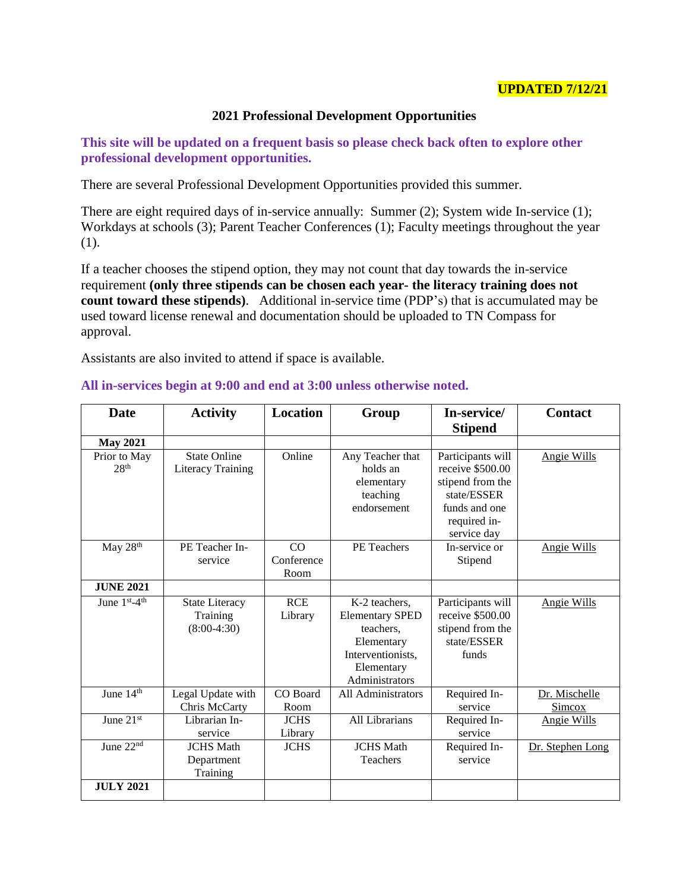**UPDATED 7/12/21**

## 2021 Professional Development Opportunities

**This site will be updated on a frequent basis so please check back often to explore other professional development opportunities.**

There are several Professional Development Opportunities provided this summer.

There are eight required days of in-service annually: Summer (2); System wide In-service (1); Workdays at schools (3); Parent Teacher Conferences (1); Faculty meetings throughout the year (1).

If a teacher chooses the stipend option, they may not count that day towards the in-service requirement **(only three stipends can be chosen each year- the literacy training does not count toward these stipends)**. Additional in-service time (PDP's) that is accumulated may be used toward license renewal and documentation should be uploaded to TN Compass for approval.

Assistants are also invited to attend if space is available.

**All in-services begin at 9:00 and end at 3:00 unless otherwise noted.**

| Date | Activity | Location | Group | In-service/ Stipend | Contact |
|---|---|---|---|---|---|
| **May 2021** | | | | | |
| Prior to May 28th | State Online Literacy Training | Online | Any Teacher that holds an elementary teaching endorsement | Participants will receive $500.00 stipend from the state/ESSER funds and one required in-service day | Angie Wills |
| May 28th | PE Teacher In-service | CO Conference Room | PE Teachers | In-service or Stipend | Angie Wills |
| **JUNE 2021** | | | | | |
| June 1st-4th | State Literacy Training (8:00-4:30) | RCE Library | K-2 teachers, Elementary SPED teachers, Elementary Interventionists, Elementary Administrators | Participants will receive $500.00 stipend from the state/ESSER funds | Angie Wills |
| June 14th | Legal Update with Chris McCarty | CO Board Room | All Administrators | Required In-service | Dr. Mischelle Simcox |
| June 21st | Librarian In-service | JCHS Library | All Librarians | Required In-service | Angie Wills |
| June 22nd | JCHS Math Department Training | JCHS | JCHS Math Teachers | Required In-service | Dr. Stephen Long |
| **JULY 2021** | | | | | |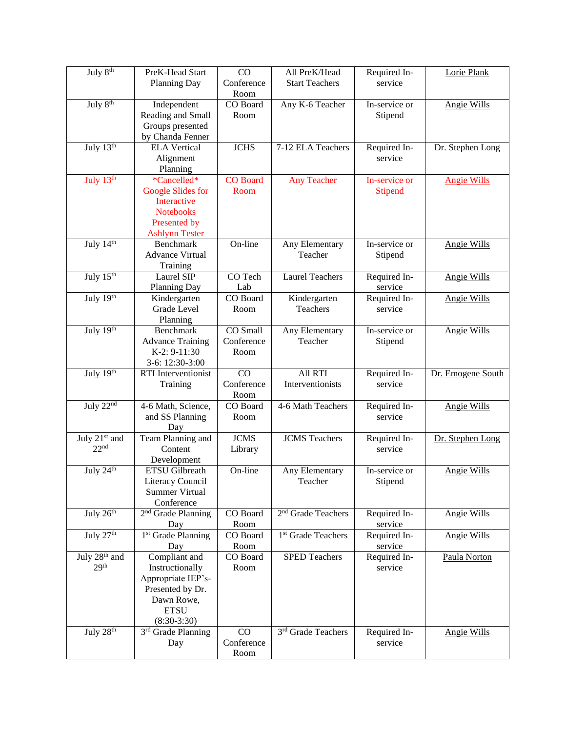| July 8th | PreK-Head Start Planning Day | CO Conference Room | All PreK/Head Start Teachers | Required In-service | Lorie Plank |
|---|---|---|---|---|---|
| July 8th | Independent Reading and Small Groups presented by Chanda Fenner | CO Board Room | Any K-6 Teacher | In-service or Stipend | Angie Wills |
| July 13th | ELA Vertical Alignment Planning | JCHS | 7-12 ELA Teachers | Required In-service | Dr. Stephen Long |
| July 13th | *Cancelled* Google Slides for Interactive Notebooks Presented by Ashlynn Tester | CO Board Room | Any Teacher | In-service or Stipend | Angie Wills |
| July 14th | Benchmark Advance Virtual Training | On-line | Any Elementary Teacher | In-service or Stipend | Angie Wills |
| July 15th | Laurel SIP Planning Day | CO Tech Lab | Laurel Teachers | Required In-service | Angie Wills |
| July 19th | Kindergarten Grade Level Planning | CO Board Room | Kindergarten Teachers | Required In-service | Angie Wills |
| July 19th | Benchmark Advance Training K-2: 9-11:30 3-6: 12:30-3:00 | CO Small Conference Room | Any Elementary Teacher | In-service or Stipend | Angie Wills |
| July 19th | RTI Interventionist Training | CO Conference Room | All RTI Interventionists | Required In-service | Dr. Emogene South |
| July 22nd | 4-6 Math, Science, and SS Planning Day | CO Board Room | 4-6 Math Teachers | Required In-service | Angie Wills |
| July 21st and 22nd | Team Planning and Content Development | JCMS Library | JCMS Teachers | Required In-service | Dr. Stephen Long |
| July 24th | ETSU Gilbreath Literacy Council Summer Virtual Conference | On-line | Any Elementary Teacher | In-service or Stipend | Angie Wills |
| July 26th | 2nd Grade Planning Day | CO Board Room | 2nd Grade Teachers | Required In-service | Angie Wills |
| July 27th | 1st Grade Planning Day | CO Board Room | 1st Grade Teachers | Required In-service | Angie Wills |
| July 28th and 29th | Compliant and Instructionally Appropriate IEP's-Presented by Dr. Dawn Rowe, ETSU (8:30-3:30) | CO Board Room | SPED Teachers | Required In-service | Paula Norton |
| July 28th | 3rd Grade Planning Day | CO Conference Room | 3rd Grade Teachers | Required In-service | Angie Wills |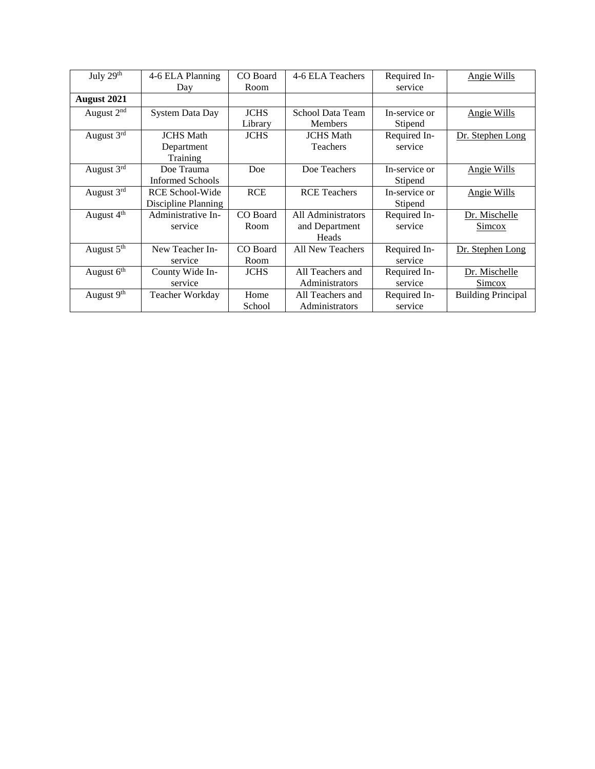| | | | | | |
|---|---|---|---|---|---|
| July 29th | 4-6 ELA Planning Day | CO Board Room | 4-6 ELA Teachers | Required In-service | Angie Wills |
| **August 2021** | | | | | |
| August 2nd | System Data Day | JCHS Library | School Data Team Members | In-service or Stipend | Angie Wills |
| August 3rd | JCHS Math Department Training | JCHS | JCHS Math Teachers | Required In-service | Dr. Stephen Long |
| August 3rd | Doe Trauma Informed Schools | Doe | Doe Teachers | In-service or Stipend | Angie Wills |
| August 3rd | RCE School-Wide Discipline Planning | RCE | RCE Teachers | In-service or Stipend | Angie Wills |
| August 4th | Administrative In-service | CO Board Room | All Administrators and Department Heads | Required In-service | Dr. Mischelle Simcox |
| August 5th | New Teacher In-service | CO Board Room | All New Teachers | Required In-service | Dr. Stephen Long |
| August 6th | County Wide In-service | JCHS | All Teachers and Administrators | Required In-service | Dr. Mischelle Simcox |
| August 9th | Teacher Workday | Home School | All Teachers and Administrators | Required In-service | Building Principal |